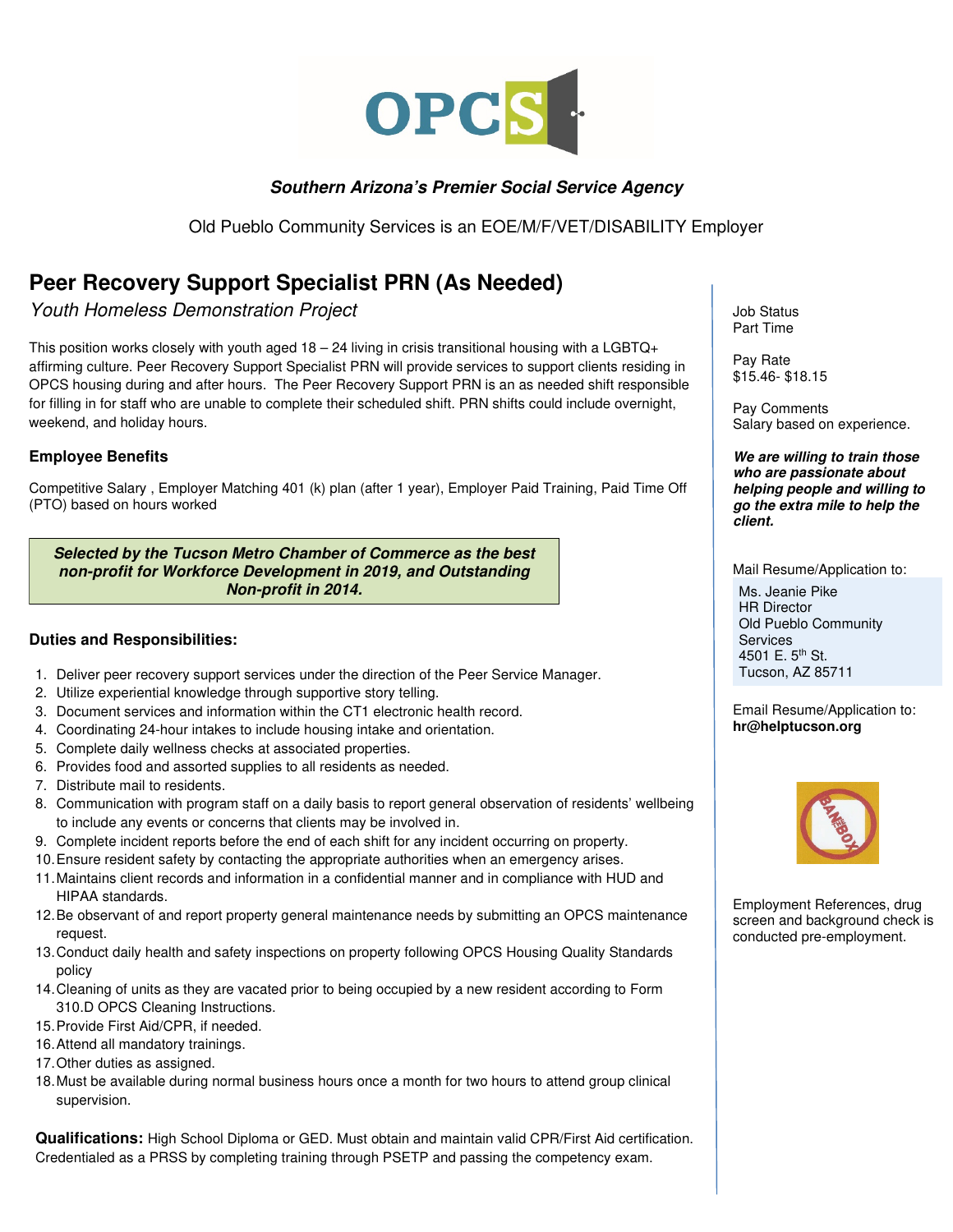**OPCS**

***Southern Arizona's Premier Social Service Agency***

Old Pueblo Community Services is an EOE/M/F/VET/DISABILITY Employer

# Peer Recovery Support Specialist PRN (As Needed)

*Youth Homeless Demonstration Project*

This position works closely with youth aged 18 – 24 living in crisis transitional housing with a LGBTQ+ affirming culture. Peer Recovery Support Specialist PRN will provide services to support clients residing in OPCS housing during and after hours. The Peer Recovery Support PRN is an as needed shift responsible for filling in for staff who are unable to complete their scheduled shift. PRN shifts could include overnight, weekend, and holiday hours.

### Employee Benefits

Competitive Salary , Employer Matching 401 (k) plan (after 1 year), Employer Paid Training, Paid Time Off (PTO) based on hours worked

***Selected by the Tucson Metro Chamber of Commerce as the best non-profit for Workforce Development in 2019, and Outstanding Non-profit in 2014.***

### Duties and Responsibilities:

1. Deliver peer recovery support services under the direction of the Peer Service Manager.
2. Utilize experiential knowledge through supportive story telling.
3. Document services and information within the CT1 electronic health record.
4. Coordinating 24-hour intakes to include housing intake and orientation.
5. Complete daily wellness checks at associated properties.
6. Provides food and assorted supplies to all residents as needed.
7. Distribute mail to residents.
8. Communication with program staff on a daily basis to report general observation of residents' wellbeing to include any events or concerns that clients may be involved in.
9. Complete incident reports before the end of each shift for any incident occurring on property.
10. Ensure resident safety by contacting the appropriate authorities when an emergency arises.
11. Maintains client records and information in a confidential manner and in compliance with HUD and HIPAA standards.
12. Be observant of and report property general maintenance needs by submitting an OPCS maintenance request.
13. Conduct daily health and safety inspections on property following OPCS Housing Quality Standards policy
14. Cleaning of units as they are vacated prior to being occupied by a new resident according to Form 310.D OPCS Cleaning Instructions.
15. Provide First Aid/CPR, if needed.
16. Attend all mandatory trainings.
17. Other duties as assigned.
18. Must be available during normal business hours once a month for two hours to attend group clinical supervision.

**Qualifications:** High School Diploma or GED. Must obtain and maintain valid CPR/First Aid certification. Credentialed as a PRSS by completing training through PSETP and passing the competency exam.

Job Status
Part Time

Pay Rate
$15.46- $18.15

Pay Comments
Salary based on experience.

***We are willing to train those who are passionate about helping people and willing to go the extra mile to help the client.***

Mail Resume/Application to:

Ms. Jeanie Pike
HR Director
Old Pueblo Community Services
4501 E. 5th St.
Tucson, AZ 85711

Email Resume/Application to:
**hr@helptucson.org**

BAN THE BOX

Employment References, drug screen and background check is conducted pre-employment.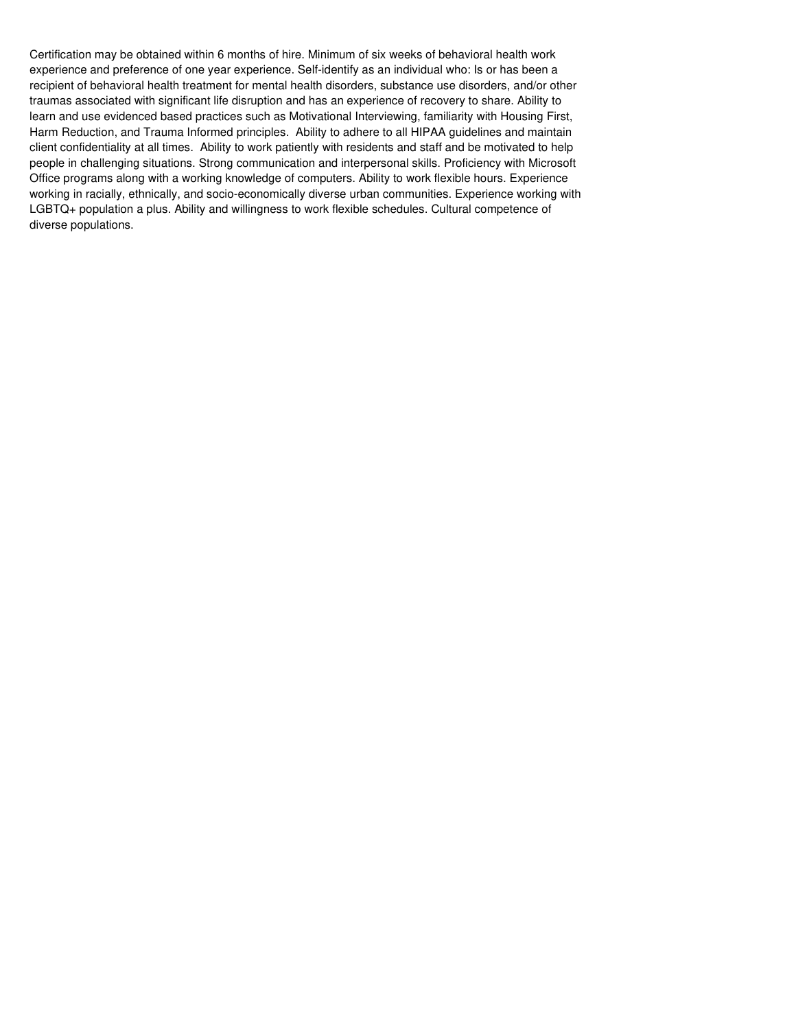Certification may be obtained within 6 months of hire. Minimum of six weeks of behavioral health work experience and preference of one year experience. Self-identify as an individual who: Is or has been a recipient of behavioral health treatment for mental health disorders, substance use disorders, and/or other traumas associated with significant life disruption and has an experience of recovery to share. Ability to learn and use evidenced based practices such as Motivational Interviewing, familiarity with Housing First, Harm Reduction, and Trauma Informed principles. Ability to adhere to all HIPAA guidelines and maintain client confidentiality at all times. Ability to work patiently with residents and staff and be motivated to help people in challenging situations. Strong communication and interpersonal skills. Proficiency with Microsoft Office programs along with a working knowledge of computers. Ability to work flexible hours. Experience working in racially, ethnically, and socio-economically diverse urban communities. Experience working with LGBTQ+ population a plus. Ability and willingness to work flexible schedules. Cultural competence of diverse populations.